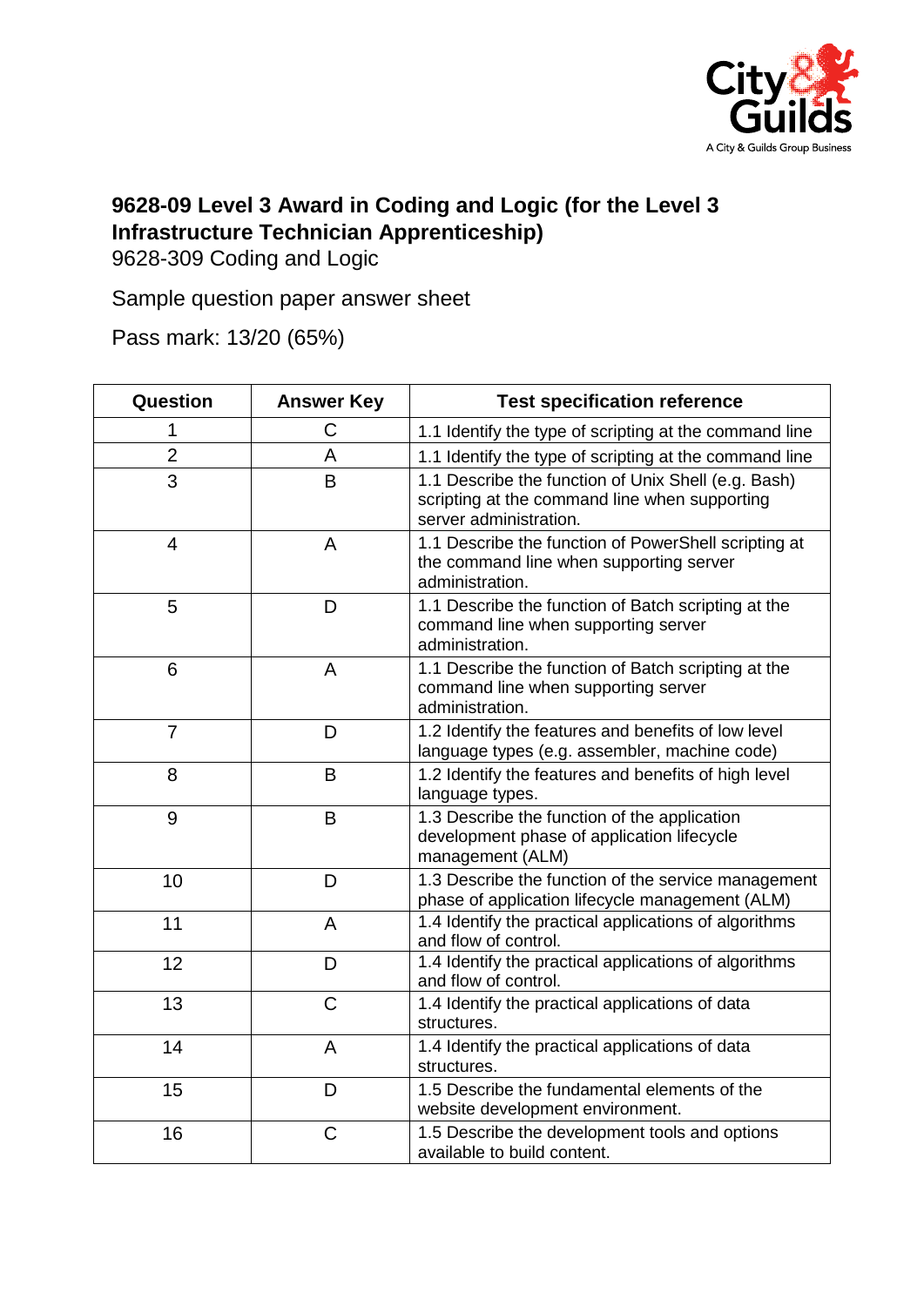# 9628-09 Level 3 Award in Coding and Logic (for the Level 3 Infrastructure Technician Apprenticeship)

9628-309 Coding and Logic

Sample question paper answer sheet

Pass mark: 13/20 (65%)

| Question | Answer Key | Test specification reference |
|---|---|---|
| 1 | C | 1.1 Identify the type of scripting at the command line |
| 2 | A | 1.1 Identify the type of scripting at the command line |
| 3 | B | 1.1 Describe the function of Unix Shell (e.g. Bash) scripting at the command line when supporting server administration. |
| 4 | A | 1.1 Describe the function of PowerShell scripting at the command line when supporting server administration. |
| 5 | D | 1.1 Describe the function of Batch scripting at the command line when supporting server administration. |
| 6 | A | 1.1 Describe the function of Batch scripting at the command line when supporting server administration. |
| 7 | D | 1.2 Identify the features and benefits of low level language types (e.g. assembler, machine code) |
| 8 | B | 1.2 Identify the features and benefits of high level language types. |
| 9 | B | 1.3 Describe the function of the application development phase of application lifecycle management (ALM) |
| 10 | D | 1.3 Describe the function of the service management phase of application lifecycle management (ALM) |
| 11 | A | 1.4 Identify the practical applications of algorithms and flow of control. |
| 12 | D | 1.4 Identify the practical applications of algorithms and flow of control. |
| 13 | C | 1.4 Identify the practical applications of data structures. |
| 14 | A | 1.4 Identify the practical applications of data structures. |
| 15 | D | 1.5 Describe the fundamental elements of the website development environment. |
| 16 | C | 1.5 Describe the development tools and options available to build content. |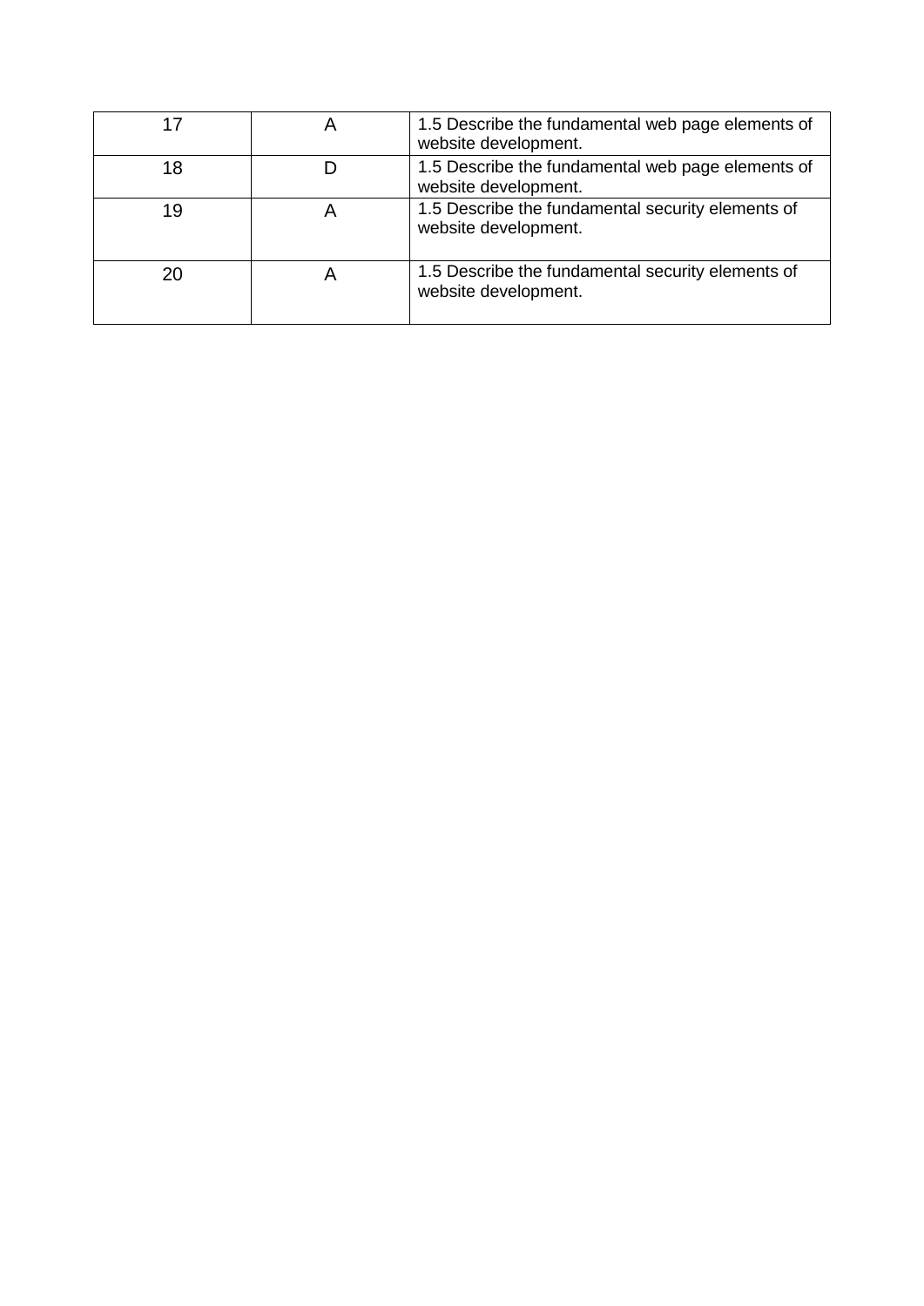| | | |
|---|---|---|
| 17 | A | 1.5 Describe the fundamental web page elements of website development. |
| 18 | D | 1.5 Describe the fundamental web page elements of website development. |
| 19 | A | 1.5 Describe the fundamental security elements of website development. |
| 20 | A | 1.5 Describe the fundamental security elements of website development. |